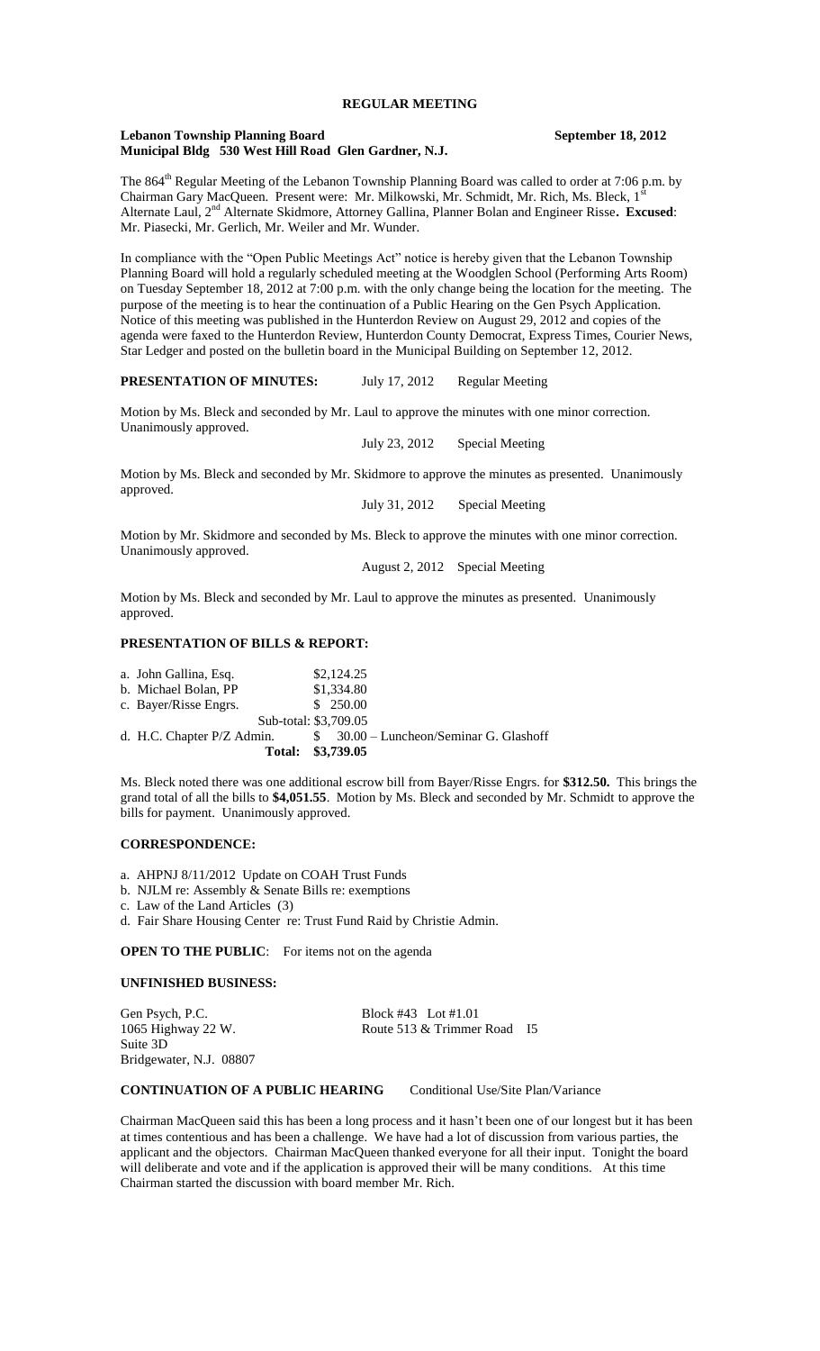# REGULAR MEETING

**Lebanon Township Planning Board** **September 18, 2012**
**Municipal Bldg 530 West Hill Road Glen Gardner, N.J.**

The 864th Regular Meeting of the Lebanon Township Planning Board was called to order at 7:06 p.m. by Chairman Gary MacQueen. Present were: Mr. Milkowski, Mr. Schmidt, Mr. Rich, Ms. Bleck, 1st Alternate Laul, 2nd Alternate Skidmore, Attorney Gallina, Planner Bolan and Engineer Risse**. Excused**: Mr. Piasecki, Mr. Gerlich, Mr. Weiler and Mr. Wunder.

In compliance with the "Open Public Meetings Act" notice is hereby given that the Lebanon Township Planning Board will hold a regularly scheduled meeting at the Woodglen School (Performing Arts Room) on Tuesday September 18, 2012 at 7:00 p.m. with the only change being the location for the meeting. The purpose of the meeting is to hear the continuation of a Public Hearing on the Gen Psych Application. Notice of this meeting was published in the Hunterdon Review on August 29, 2012 and copies of the agenda were faxed to the Hunterdon Review, Hunterdon County Democrat, Express Times, Courier News, Star Ledger and posted on the bulletin board in the Municipal Building on September 12, 2012.

**PRESENTATION OF MINUTES:** July 17, 2012 Regular Meeting

Motion by Ms. Bleck and seconded by Mr. Laul to approve the minutes with one minor correction. Unanimously approved.

July 23, 2012 Special Meeting

Motion by Ms. Bleck and seconded by Mr. Skidmore to approve the minutes as presented. Unanimously approved.

July 31, 2012 Special Meeting

Motion by Mr. Skidmore and seconded by Ms. Bleck to approve the minutes with one minor correction. Unanimously approved.

August 2, 2012 Special Meeting

Motion by Ms. Bleck and seconded by Mr. Laul to approve the minutes as presented. Unanimously approved.

## PRESENTATION OF BILLS & REPORT:

a. John Gallina, Esq. $2,124.25
b. Michael Bolan, PP $1,334.80
c. Bayer/Risse Engrs. $ 250.00
Sub-total: $3,709.05
d. H.C. Chapter P/Z Admin. $ 30.00 – Luncheon/Seminar G. Glashoff
**Total: $3,739.05**

Ms. Bleck noted there was one additional escrow bill from Bayer/Risse Engrs. for **$312.50.** This brings the grand total of all the bills to **$4,051.55**. Motion by Ms. Bleck and seconded by Mr. Schmidt to approve the bills for payment. Unanimously approved.

## CORRESPONDENCE:

a. AHPNJ 8/11/2012 Update on COAH Trust Funds
b. NJLM re: Assembly & Senate Bills re: exemptions
c. Law of the Land Articles (3)
d. Fair Share Housing Center re: Trust Fund Raid by Christie Admin.

**OPEN TO THE PUBLIC**: For items not on the agenda

## UNFINISHED BUSINESS:

Gen Psych, P.C. Block #43 Lot #1.01
1065 Highway 22 W. Route 513 & Trimmer Road I5
Suite 3D
Bridgewater, N.J. 08807

**CONTINUATION OF A PUBLIC HEARING** Conditional Use/Site Plan/Variance

Chairman MacQueen said this has been a long process and it hasn't been one of our longest but it has been at times contentious and has been a challenge. We have had a lot of discussion from various parties, the applicant and the objectors. Chairman MacQueen thanked everyone for all their input. Tonight the board will deliberate and vote and if the application is approved their will be many conditions. At this time Chairman started the discussion with board member Mr. Rich.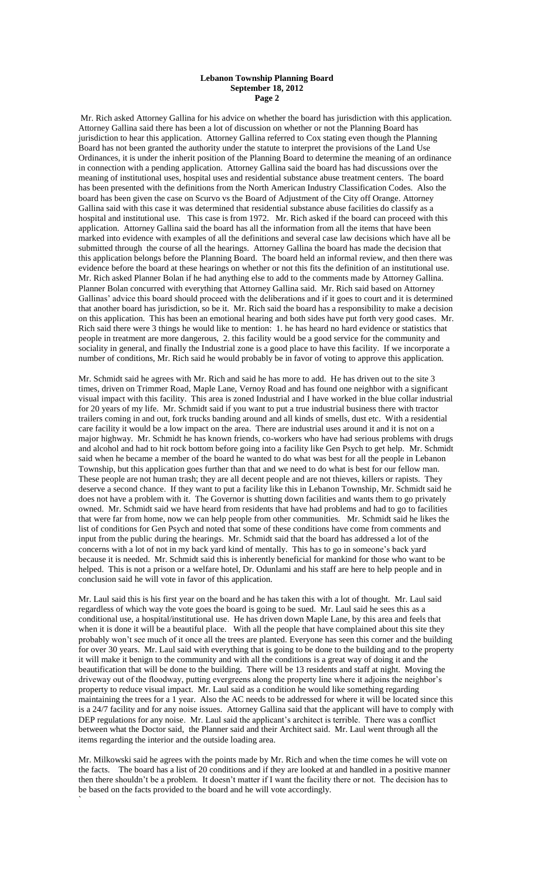Mr. Rich asked Attorney Gallina for his advice on whether the board has jurisdiction with this application. Attorney Gallina said there has been a lot of discussion on whether or not the Planning Board has jurisdiction to hear this application. Attorney Gallina referred to Cox stating even though the Planning Board has not been granted the authority under the statute to interpret the provisions of the Land Use Ordinances, it is under the inherit position of the Planning Board to determine the meaning of an ordinance in connection with a pending application. Attorney Gallina said the board has had discussions over the meaning of institutional uses, hospital uses and residential substance abuse treatment centers. The board has been presented with the definitions from the North American Industry Classification Codes. Also the board has been given the case on Scurvo vs the Board of Adjustment of the City off Orange. Attorney Gallina said with this case it was determined that residential substance abuse facilities do classify as a hospital and institutional use. This case is from 1972. Mr. Rich asked if the board can proceed with this application. Attorney Gallina said the board has all the information from all the items that have been marked into evidence with examples of all the definitions and several case law decisions which have all be submitted through the course of all the hearings. Attorney Gallina the board has made the decision that this application belongs before the Planning Board. The board held an informal review, and then there was evidence before the board at these hearings on whether or not this fits the definition of an institutional use. Mr. Rich asked Planner Bolan if he had anything else to add to the comments made by Attorney Gallina. Planner Bolan concurred with everything that Attorney Gallina said. Mr. Rich said based on Attorney Gallinas' advice this board should proceed with the deliberations and if it goes to court and it is determined that another board has jurisdiction, so be it. Mr. Rich said the board has a responsibility to make a decision on this application. This has been an emotional hearing and both sides have put forth very good cases. Mr. Rich said there were 3 things he would like to mention: 1. he has heard no hard evidence or statistics that people in treatment are more dangerous, 2. this facility would be a good service for the community and sociality in general, and finally the Industrial zone is a good place to have this facility. If we incorporate a number of conditions, Mr. Rich said he would probably be in favor of voting to approve this application.

Mr. Schmidt said he agrees with Mr. Rich and said he has more to add. He has driven out to the site 3 times, driven on Trimmer Road, Maple Lane, Vernoy Road and has found one neighbor with a significant visual impact with this facility. This area is zoned Industrial and I have worked in the blue collar industrial for 20 years of my life. Mr. Schmidt said if you want to put a true industrial business there with tractor trailers coming in and out, fork trucks banding around and all kinds of smells, dust etc. With a residential care facility it would be a low impact on the area. There are industrial uses around it and it is not on a major highway. Mr. Schmidt he has known friends, co-workers who have had serious problems with drugs and alcohol and had to hit rock bottom before going into a facility like Gen Psych to get help. Mr. Schmidt said when he became a member of the board he wanted to do what was best for all the people in Lebanon Township, but this application goes further than that and we need to do what is best for our fellow man. These people are not human trash; they are all decent people and are not thieves, killers or rapists. They deserve a second chance. If they want to put a facility like this in Lebanon Township, Mr. Schmidt said he does not have a problem with it. The Governor is shutting down facilities and wants them to go to privately owned. Mr. Schmidt said we have heard from residents that have had problems and had to go to facilities that were far from home, now we can help people from other communities. Mr. Schmidt said he likes the list of conditions for Gen Psych and noted that some of these conditions have come from comments and input from the public during the hearings. Mr. Schmidt said that the board has addressed a lot of the concerns with a lot of not in my back yard kind of mentally. This has to go in someone's back yard because it is needed. Mr. Schmidt said this is inherently beneficial for mankind for those who want to be helped. This is not a prison or a welfare hotel, Dr. Odunlami and his staff are here to help people and in conclusion said he will vote in favor of this application.

Mr. Laul said this is his first year on the board and he has taken this with a lot of thought. Mr. Laul said regardless of which way the vote goes the board is going to be sued. Mr. Laul said he sees this as a conditional use, a hospital/institutional use. He has driven down Maple Lane, by this area and feels that when it is done it will be a beautiful place. With all the people that have complained about this site they probably won't see much of it once all the trees are planted. Everyone has seen this corner and the building for over 30 years. Mr. Laul said with everything that is going to be done to the building and to the property it will make it benign to the community and with all the conditions is a great way of doing it and the beautification that will be done to the building. There will be 13 residents and staff at night. Moving the driveway out of the floodway, putting evergreens along the property line where it adjoins the neighbor's property to reduce visual impact. Mr. Laul said as a condition he would like something regarding maintaining the trees for a 1 year. Also the AC needs to be addressed for where it will be located since this is a 24/7 facility and for any noise issues. Attorney Gallina said that the applicant will have to comply with DEP regulations for any noise. Mr. Laul said the applicant's architect is terrible. There was a conflict between what the Doctor said, the Planner said and their Architect said. Mr. Laul went through all the items regarding the interior and the outside loading area.

Mr. Milkowski said he agrees with the points made by Mr. Rich and when the time comes he will vote on the facts. The board has a list of 20 conditions and if they are looked at and handled in a positive manner then there shouldn't be a problem. It doesn't matter if I want the facility there or not. The decision has to be based on the facts provided to the board and he will vote accordingly.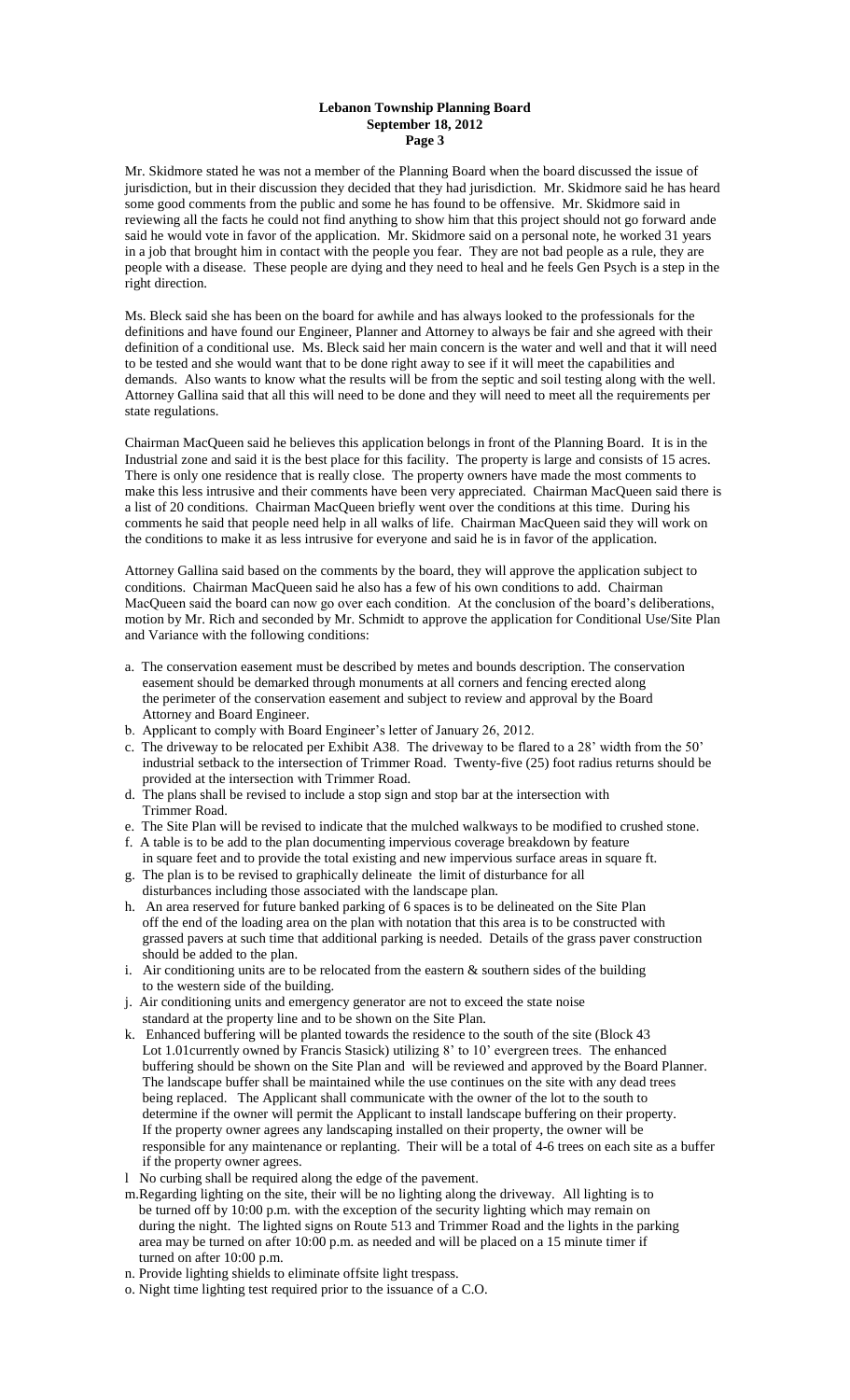Mr. Skidmore stated he was not a member of the Planning Board when the board discussed the issue of jurisdiction, but in their discussion they decided that they had jurisdiction. Mr. Skidmore said he has heard some good comments from the public and some he has found to be offensive. Mr. Skidmore said in reviewing all the facts he could not find anything to show him that this project should not go forward ande said he would vote in favor of the application. Mr. Skidmore said on a personal note, he worked 31 years in a job that brought him in contact with the people you fear. They are not bad people as a rule, they are people with a disease. These people are dying and they need to heal and he feels Gen Psych is a step in the right direction.

Ms. Bleck said she has been on the board for awhile and has always looked to the professionals for the definitions and have found our Engineer, Planner and Attorney to always be fair and she agreed with their definition of a conditional use. Ms. Bleck said her main concern is the water and well and that it will need to be tested and she would want that to be done right away to see if it will meet the capabilities and demands. Also wants to know what the results will be from the septic and soil testing along with the well. Attorney Gallina said that all this will need to be done and they will need to meet all the requirements per state regulations.

Chairman MacQueen said he believes this application belongs in front of the Planning Board. It is in the Industrial zone and said it is the best place for this facility. The property is large and consists of 15 acres. There is only one residence that is really close. The property owners have made the most comments to make this less intrusive and their comments have been very appreciated. Chairman MacQueen said there is a list of 20 conditions. Chairman MacQueen briefly went over the conditions at this time. During his comments he said that people need help in all walks of life. Chairman MacQueen said they will work on the conditions to make it as less intrusive for everyone and said he is in favor of the application.

Attorney Gallina said based on the comments by the board, they will approve the application subject to conditions. Chairman MacQueen said he also has a few of his own conditions to add. Chairman MacQueen said the board can now go over each condition. At the conclusion of the board's deliberations, motion by Mr. Rich and seconded by Mr. Schmidt to approve the application for Conditional Use/Site Plan and Variance with the following conditions:

a. The conservation easement must be described by metes and bounds description. The conservation easement should be demarked through monuments at all corners and fencing erected along the perimeter of the conservation easement and subject to review and approval by the Board Attorney and Board Engineer.
b. Applicant to comply with Board Engineer's letter of January 26, 2012.
c. The driveway to be relocated per Exhibit A38. The driveway to be flared to a 28' width from the 50' industrial setback to the intersection of Trimmer Road. Twenty-five (25) foot radius returns should be provided at the intersection with Trimmer Road.
d. The plans shall be revised to include a stop sign and stop bar at the intersection with Trimmer Road.
e. The Site Plan will be revised to indicate that the mulched walkways to be modified to crushed stone.
f. A table is to be add to the plan documenting impervious coverage breakdown by feature in square feet and to provide the total existing and new impervious surface areas in square ft.
g. The plan is to be revised to graphically delineate the limit of disturbance for all disturbances including those associated with the landscape plan.
h. An area reserved for future banked parking of 6 spaces is to be delineated on the Site Plan off the end of the loading area on the plan with notation that this area is to be constructed with grassed pavers at such time that additional parking is needed. Details of the grass paver construction should be added to the plan.
i. Air conditioning units are to be relocated from the eastern & southern sides of the building to the western side of the building.
j. Air conditioning units and emergency generator are not to exceed the state noise standard at the property line and to be shown on the Site Plan.
k. Enhanced buffering will be planted towards the residence to the south of the site (Block 43 Lot 1.01currently owned by Francis Stasick) utilizing 8' to 10' evergreen trees. The enhanced buffering should be shown on the Site Plan and will be reviewed and approved by the Board Planner. The landscape buffer shall be maintained while the use continues on the site with any dead trees being replaced. The Applicant shall communicate with the owner of the lot to the south to determine if the owner will permit the Applicant to install landscape buffering on their property. If the property owner agrees any landscaping installed on their property, the owner will be responsible for any maintenance or replanting. Their will be a total of 4-6 trees on each site as a buffer if the property owner agrees.
l No curbing shall be required along the edge of the pavement.
m. Regarding lighting on the site, their will be no lighting along the driveway. All lighting is to be turned off by 10:00 p.m. with the exception of the security lighting which may remain on during the night. The lighted signs on Route 513 and Trimmer Road and the lights in the parking area may be turned on after 10:00 p.m. as needed and will be placed on a 15 minute timer if turned on after 10:00 p.m.
n. Provide lighting shields to eliminate offsite light trespass.
o. Night time lighting test required prior to the issuance of a C.O.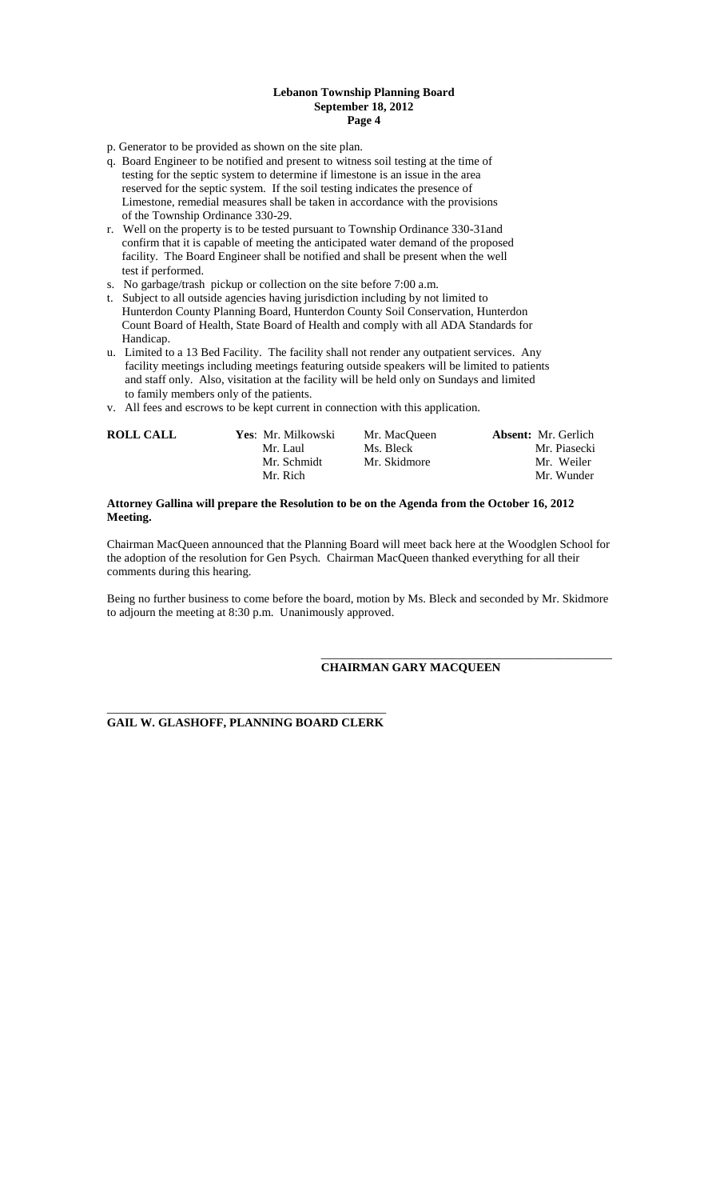p. Generator to be provided as shown on the site plan.

q. Board Engineer to be notified and present to witness soil testing at the time of testing for the septic system to determine if limestone is an issue in the area reserved for the septic system. If the soil testing indicates the presence of Limestone, remedial measures shall be taken in accordance with the provisions of the Township Ordinance 330-29.

r. Well on the property is to be tested pursuant to Township Ordinance 330-31and confirm that it is capable of meeting the anticipated water demand of the proposed facility. The Board Engineer shall be notified and shall be present when the well test if performed.

s. No garbage/trash pickup or collection on the site before 7:00 a.m.

t. Subject to all outside agencies having jurisdiction including by not limited to Hunterdon County Planning Board, Hunterdon County Soil Conservation, Hunterdon Count Board of Health, State Board of Health and comply with all ADA Standards for Handicap.

u. Limited to a 13 Bed Facility. The facility shall not render any outpatient services. Any facility meetings including meetings featuring outside speakers will be limited to patients and staff only. Also, visitation at the facility will be held only on Sundays and limited to family members only of the patients.

v. All fees and escrows to be kept current in connection with this application.

| | | | |
|---|---|---|---|
| **ROLL CALL** | **Yes**: Mr. Milkowski | Mr. MacQueen | **Absent:** Mr. Gerlich |
| | Mr. Laul | Ms. Bleck | Mr. Piasecki |
| | Mr. Schmidt | Mr. Skidmore | Mr. Weiler |
| | Mr. Rich | | Mr. Wunder |

**Attorney Gallina will prepare the Resolution to be on the Agenda from the October 16, 2012 Meeting.**

Chairman MacQueen announced that the Planning Board will meet back here at the Woodglen School for the adoption of the resolution for Gen Psych. Chairman MacQueen thanked everything for all their comments during this hearing.

Being no further business to come before the board, motion by Ms. Bleck and seconded by Mr. Skidmore to adjourn the meeting at 8:30 p.m. Unanimously approved.

\_\_\_\_\_\_\_\_\_\_\_\_\_\_\_\_\_\_\_\_\_\_\_\_\_\_\_\_\_\_\_\_\_\_\_\_\_\_\_\_\_\_\_\_

**CHAIRMAN GARY MACQUEEN**

\_\_\_\_\_\_\_\_\_\_\_\_\_\_\_\_\_\_\_\_\_\_\_\_\_\_\_\_\_\_\_\_\_\_\_\_\_\_\_\_\_\_\_\_

**GAIL W. GLASHOFF, PLANNING BOARD CLERK**